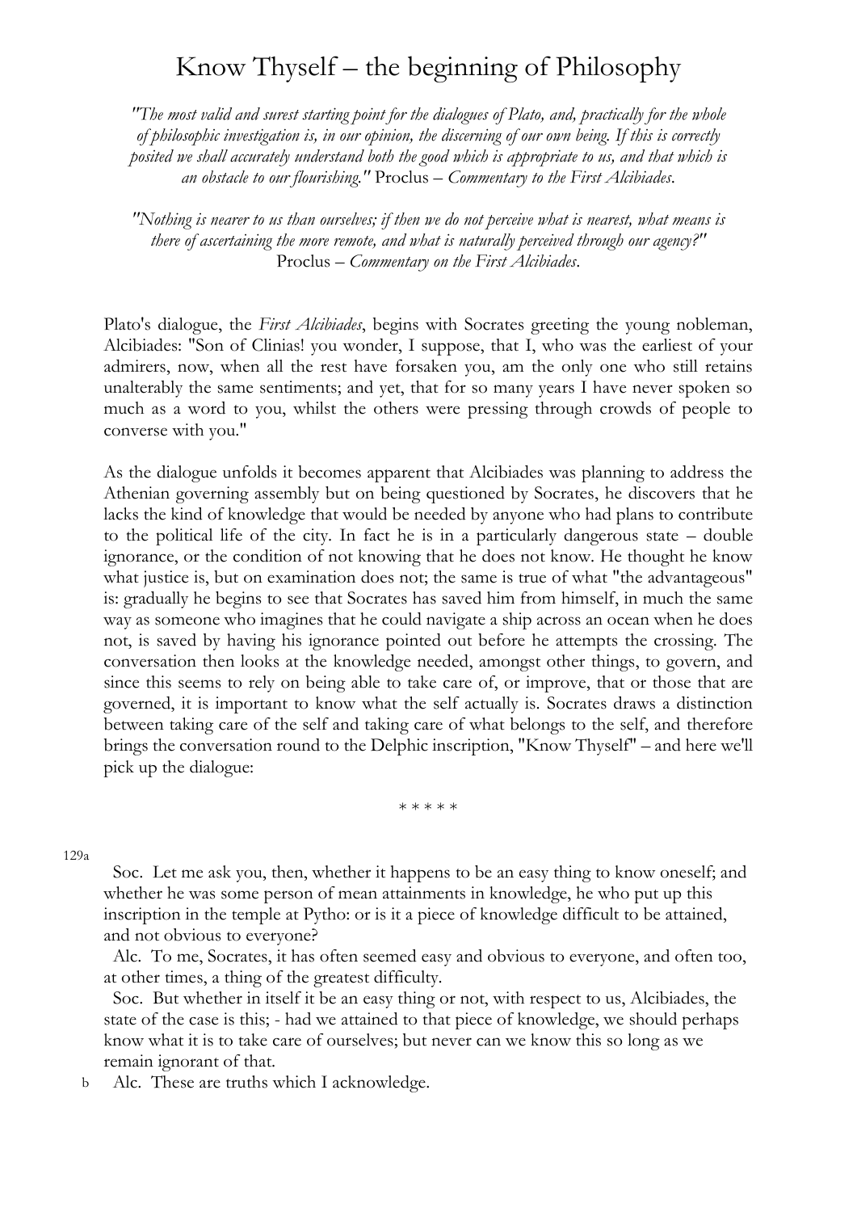# Know Thyself – the beginning of Philosophy

*"The most valid and surest starting point for the dialogues of Plato, and, practically for the whole of philosophic investigation is, in our opinion, the discerning of our own being. If this is correctly posited we shall accurately understand both the good which is appropriate to us, and that which is an obstacle to our flourishing."* Proclus – *Commentary to the First Alcibiades*.

*"Nothing is nearer to us than ourselves; if then we do not perceive what is nearest, what means is there of ascertaining the more remote, and what is naturally perceived through our agency?"* Proclus – *Commentary on the First Alcibiades*.

Plato's dialogue, the *First Alcibiades*, begins with Socrates greeting the young nobleman, Alcibiades: "Son of Clinias! you wonder, I suppose, that I, who was the earliest of your admirers, now, when all the rest have forsaken you, am the only one who still retains unalterably the same sentiments; and yet, that for so many years I have never spoken so much as a word to you, whilst the others were pressing through crowds of people to converse with you."

As the dialogue unfolds it becomes apparent that Alcibiades was planning to address the Athenian governing assembly but on being questioned by Socrates, he discovers that he lacks the kind of knowledge that would be needed by anyone who had plans to contribute to the political life of the city. In fact he is in a particularly dangerous state – double ignorance, or the condition of not knowing that he does not know. He thought he know what justice is, but on examination does not; the same is true of what "the advantageous" is: gradually he begins to see that Socrates has saved him from himself, in much the same way as someone who imagines that he could navigate a ship across an ocean when he does not, is saved by having his ignorance pointed out before he attempts the crossing. The conversation then looks at the knowledge needed, amongst other things, to govern, and since this seems to rely on being able to take care of, or improve, that or those that are governed, it is important to know what the self actually is. Socrates draws a distinction between taking care of the self and taking care of what belongs to the self, and therefore brings the conversation round to the Delphic inscription, "Know Thyself" – and here we'll pick up the dialogue:

\* \* \* \* \*

129a

Soc. Let me ask you, then, whether it happens to be an easy thing to know oneself; and whether he was some person of mean attainments in knowledge, he who put up this inscription in the temple at Pytho: or is it a piece of knowledge difficult to be attained, and not obvious to everyone?

Alc. To me, Socrates, it has often seemed easy and obvious to everyone, and often too, at other times, a thing of the greatest difficulty.

Soc. But whether in itself it be an easy thing or not, with respect to us, Alcibiades, the state of the case is this; - had we attained to that piece of knowledge, we should perhaps know what it is to take care of ourselves; but never can we know this so long as we remain ignorant of that.

b Alc. These are truths which I acknowledge.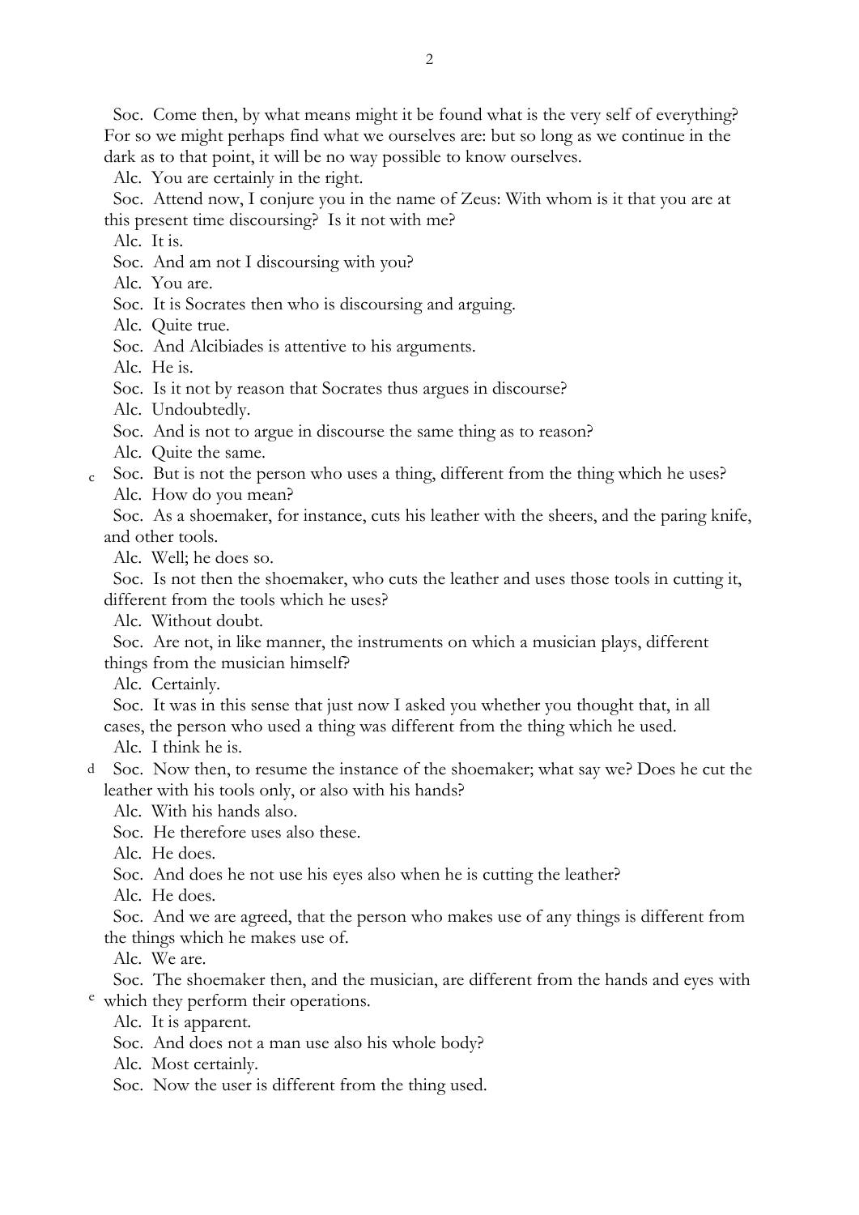Soc. Come then, by what means might it be found what is the very self of everything? For so we might perhaps find what we ourselves are: but so long as we continue in the dark as to that point, it will be no way possible to know ourselves.

Alc. You are certainly in the right.

Soc. Attend now, I conjure you in the name of Zeus: With whom is it that you are at this present time discoursing? Is it not with me?

Alc. It is.

Soc. And am not I discoursing with you?

Alc. You are.

Soc. It is Socrates then who is discoursing and arguing.

Alc. Quite true.

Soc. And Alcibiades is attentive to his arguments.

Alc. He is.

Soc. Is it not by reason that Socrates thus argues in discourse?

Alc. Undoubtedly.

Soc. And is not to argue in discourse the same thing as to reason?

Alc. Quite the same.

c Soc. But is not the person who uses a thing, different from the thing which he uses?

Alc. How do you mean?

Soc. As a shoemaker, for instance, cuts his leather with the sheers, and the paring knife, and other tools.

Alc. Well; he does so.

Soc. Is not then the shoemaker, who cuts the leather and uses those tools in cutting it, different from the tools which he uses?

Alc. Without doubt.

Soc. Are not, in like manner, the instruments on which a musician plays, different things from the musician himself?

Alc. Certainly.

Soc. It was in this sense that just now I asked you whether you thought that, in all cases, the person who used a thing was different from the thing which he used.

Alc. I think he is.

d Soc. Now then, to resume the instance of the shoemaker; what say we? Does he cut the leather with his tools only, or also with his hands?

Alc. With his hands also.

Soc. He therefore uses also these.

Alc. He does.

Soc. And does he not use his eyes also when he is cutting the leather?

Alc. He does.

Soc. And we are agreed, that the person who makes use of any things is different from the things which he makes use of.

Alc. We are.

Soc. The shoemaker then, and the musician, are different from the hands and eyes with e which they perform their operations.

Alc. It is apparent.

Soc. And does not a man use also his whole body?

Alc. Most certainly.

Soc. Now the user is different from the thing used.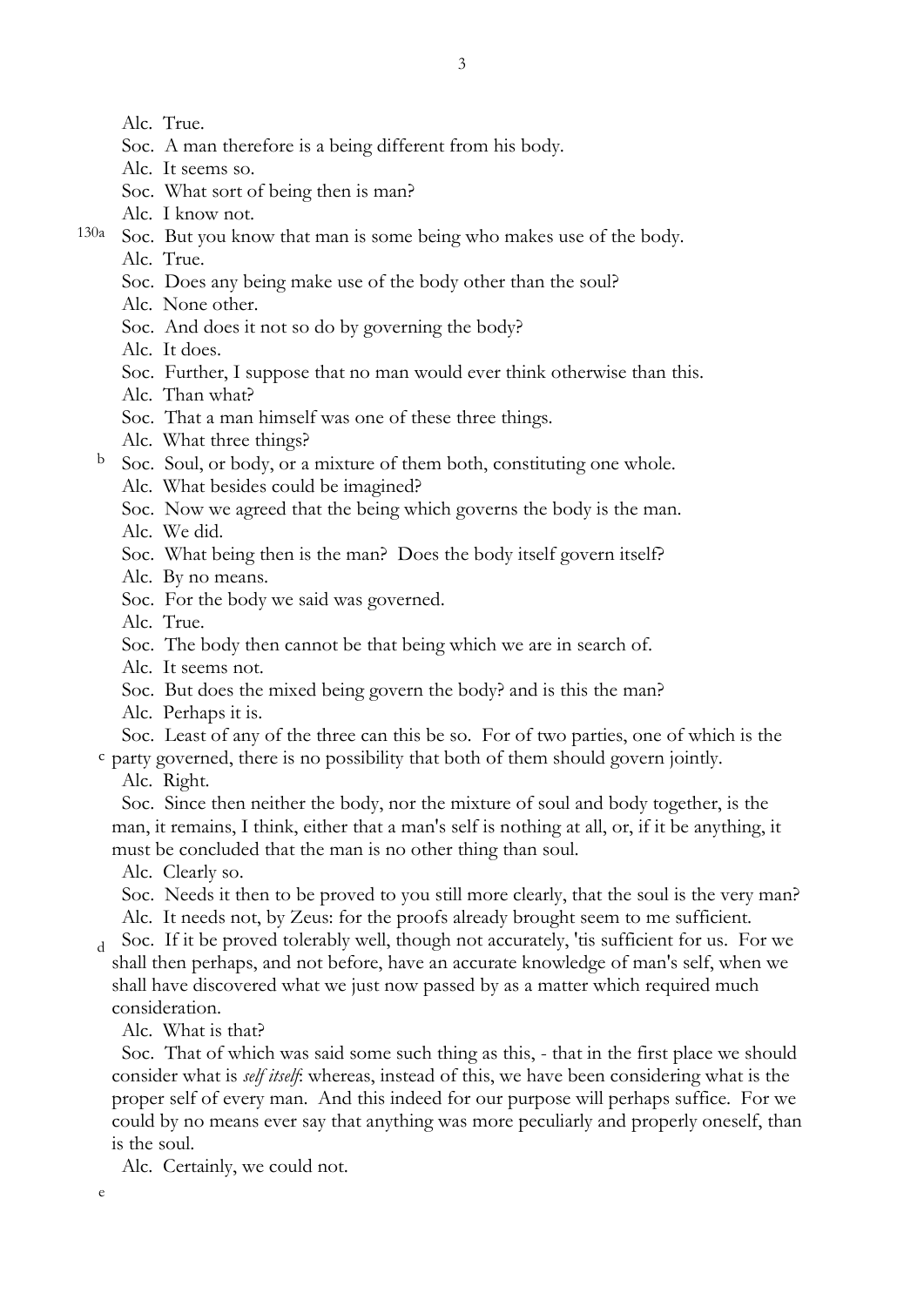Alc. True.

Soc. A man therefore is a being different from his body.

Alc. It seems so.

Soc. What sort of being then is man?

Alc. I know not.

130a Soc. But you know that man is some being who makes use of the body.

Alc. True.

Soc. Does any being make use of the body other than the soul?

Alc. None other.

Soc. And does it not so do by governing the body?

Alc. It does.

Soc. Further, I suppose that no man would ever think otherwise than this.

Alc. Than what?

Soc. That a man himself was one of these three things.

Alc. What three things?

b Soc. Soul, or body, or a mixture of them both, constituting one whole.

Alc. What besides could be imagined?

Soc. Now we agreed that the being which governs the body is the man.

Alc. We did.

Soc. What being then is the man? Does the body itself govern itself?

Alc. By no means.

Soc. For the body we said was governed.

Alc. True.

Soc. The body then cannot be that being which we are in search of.

Alc. It seems not.

Soc. But does the mixed being govern the body? and is this the man?

Alc. Perhaps it is.

Soc. Least of any of the three can this be so. For of two parties, one of which is the c party governed, there is no possibility that both of them should govern jointly.

Alc. Right.

Soc. Since then neither the body, nor the mixture of soul and body together, is the man, it remains, I think, either that a man's self is nothing at all, or, if it be anything, it must be concluded that the man is no other thing than soul.

Alc. Clearly so.

Soc. Needs it then to be proved to you still more clearly, that the soul is the very man?

Alc. It needs not, by Zeus: for the proofs already brought seem to me sufficient.

d Soc. If it be proved tolerably well, though not accurately, 'tis sufficient for us. For we shall then perhaps, and not before, have an accurate knowledge of man's self, when we shall have discovered what we just now passed by as a matter which required much consideration.

Alc. What is that?

Soc. That of which was said some such thing as this, - that in the first place we should consider what is *self itself*: whereas, instead of this, we have been considering what is the proper self of every man. And this indeed for our purpose will perhaps suffice. For we could by no means ever say that anything was more peculiarly and properly oneself, than is the soul.

Alc. Certainly, we could not.

e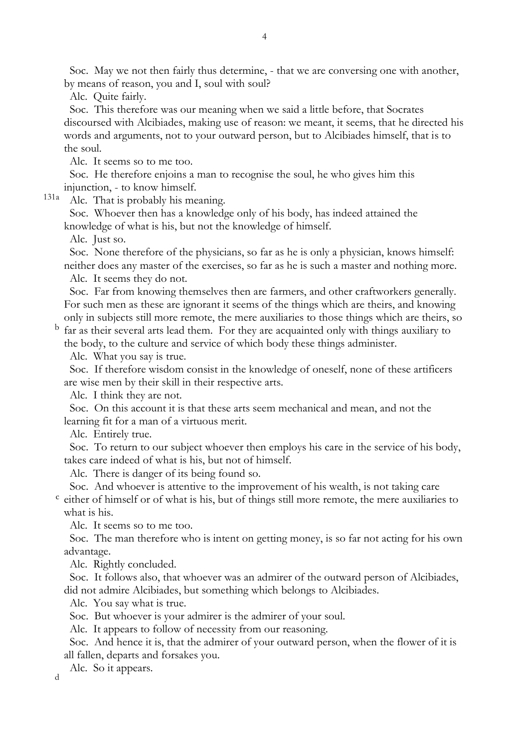Soc. May we not then fairly thus determine, - that we are conversing one with another, by means of reason, you and I, soul with soul?

Alc. Quite fairly.

Soc. This therefore was our meaning when we said a little before, that Socrates discoursed with Alcibiades, making use of reason: we meant, it seems, that he directed his words and arguments, not to your outward person, but to Alcibiades himself, that is to the soul.

Alc. It seems so to me too.

Soc. He therefore enjoins a man to recognise the soul, he who gives him this injunction, - to know himself.

131a Alc. That is probably his meaning.

Soc. Whoever then has a knowledge only of his body, has indeed attained the knowledge of what is his, but not the knowledge of himself.

Alc. Just so.

Soc. None therefore of the physicians, so far as he is only a physician, knows himself: neither does any master of the exercises, so far as he is such a master and nothing more.

Alc. It seems they do not.

Soc. Far from knowing themselves then are farmers, and other craftworkers generally. For such men as these are ignorant it seems of the things which are theirs, and knowing only in subjects still more remote, the mere auxiliaries to those things which are theirs, so b far as their several arts lead them. For they are acquainted only with things auxiliary to the body, to the culture and service of which body these things administer.

Alc. What you say is true.

Soc. If therefore wisdom consist in the knowledge of oneself, none of these artificers are wise men by their skill in their respective arts.

Alc. I think they are not.

Soc. On this account it is that these arts seem mechanical and mean, and not the learning fit for a man of a virtuous merit.

Alc. Entirely true.

Soc. To return to our subject whoever then employs his care in the service of his body, takes care indeed of what is his, but not of himself.

Alc. There is danger of its being found so.

Soc. And whoever is attentive to the improvement of his wealth, is not taking care c either of himself or of what is his, but of things still more remote, the mere auxiliaries to what is his.

Alc. It seems so to me too.

Soc. The man therefore who is intent on getting money, is so far not acting for his own advantage.

Alc. Rightly concluded.

Soc. It follows also, that whoever was an admirer of the outward person of Alcibiades, did not admire Alcibiades, but something which belongs to Alcibiades.

Alc. You say what is true.

Soc. But whoever is your admirer is the admirer of your soul.

Alc. It appears to follow of necessity from our reasoning.

Soc. And hence it is, that the admirer of your outward person, when the flower of it is all fallen, departs and forsakes you.

Alc. So it appears.

d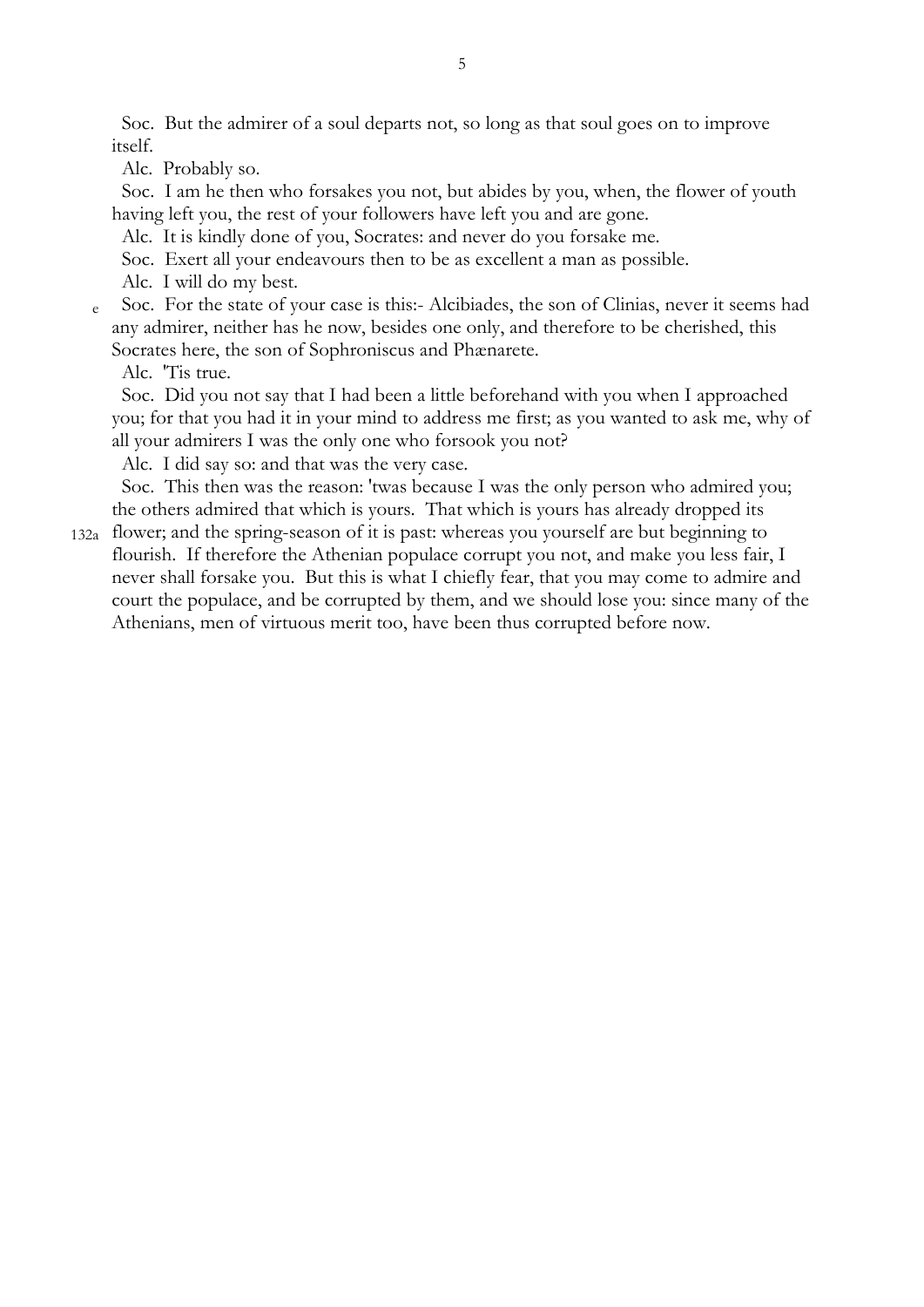Soc. But the admirer of a soul departs not, so long as that soul goes on to improve itself.

Alc. Probably so.

Soc. I am he then who forsakes you not, but abides by you, when, the flower of youth having left you, the rest of your followers have left you and are gone.

Alc. It is kindly done of you, Socrates: and never do you forsake me.

Soc. Exert all your endeavours then to be as excellent a man as possible.

Alc. I will do my best.

e Soc. For the state of your case is this:- Alcibiades, the son of Clinias, never it seems had any admirer, neither has he now, besides one only, and therefore to be cherished, this Socrates here, the son of Sophroniscus and Phænarete.

Alc. 'Tis true.

Soc. Did you not say that I had been a little beforehand with you when I approached you; for that you had it in your mind to address me first; as you wanted to ask me, why of all your admirers I was the only one who forsook you not?

Alc. I did say so: and that was the very case.

Soc. This then was the reason: 'twas because I was the only person who admired you; the others admired that which is yours. That which is yours has already dropped its

132a flower; and the spring-season of it is past: whereas you yourself are but beginning to flourish. If therefore the Athenian populace corrupt you not, and make you less fair, I never shall forsake you. But this is what I chiefly fear, that you may come to admire and court the populace, and be corrupted by them, and we should lose you: since many of the Athenians, men of virtuous merit too, have been thus corrupted before now.